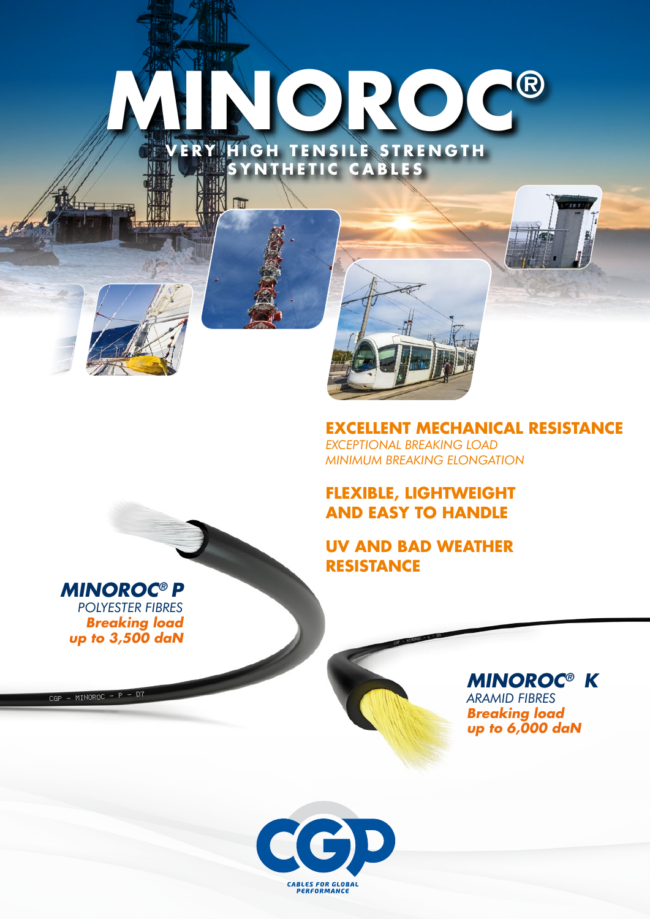# MINOROC®

## VERY HIGH TENSILE STRENGTH SYNTHETIC CABLES

**EXCELLENT MECHANICAL RESISTANCE**

*EXCEPTIONAL BREAKING LOAD*
*MINIMUM BREAKING ELONGATION*

**FLEXIBLE, LIGHTWEIGHT AND EASY TO HANDLE**

**UV AND BAD WEATHER RESISTANCE**

***MINOROC® P***
*POLYESTER FIBRES*
***Breaking load up to 3,500 daN***

***MINOROC® K***
*ARAMID FIBRES*
***Breaking load up to 6,000 daN***

CGP
CABLES FOR GLOBAL PERFORMANCE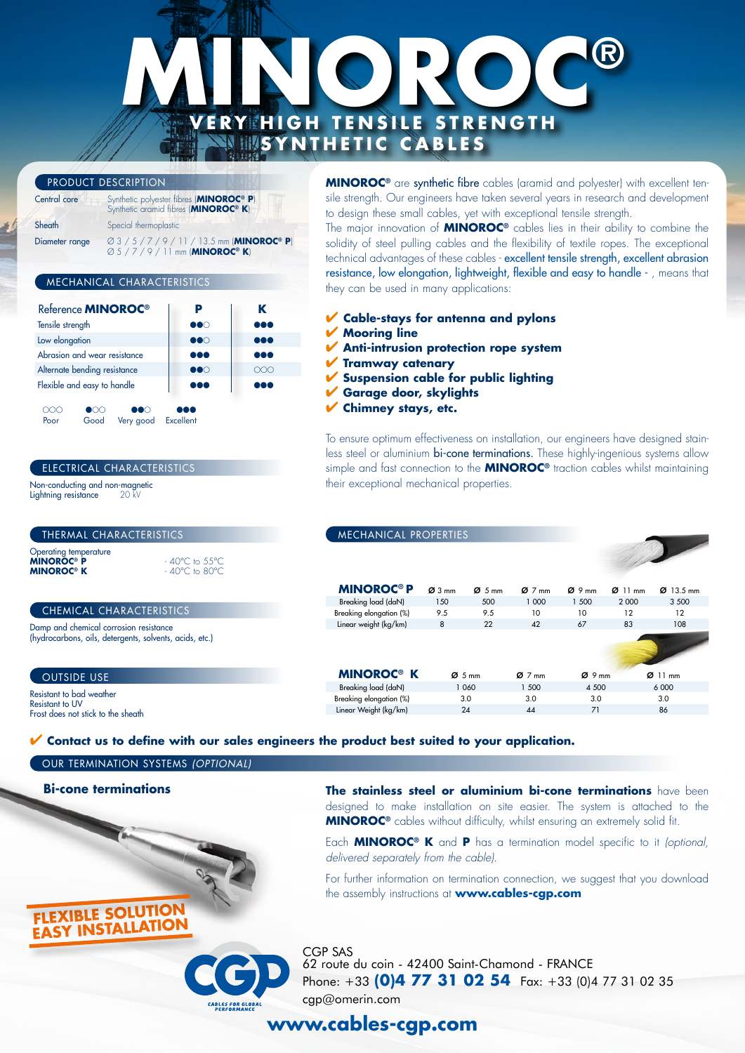# MINOROC®

## VERY HIGH TENSILE STRENGTH SYNTHETIC CABLES

## PRODUCT DESCRIPTION

| | |
|---|---|
| Central core | Synthetic polyester fibres (**MINOROC® P**) Synthetic aramid fibres (**MINOROC® K**) |
| Sheath | Special thermoplastic |
| Diameter range | Ø 3 / 5 / 7 / 9 / 11 / 13.5 mm (**MINOROC® P**) Ø 5 / 7 / 9 / 11 mm (**MINOROC® K**) |

## MECHANICAL CHARACTERISTICS

| Reference **MINOROC®** | P | K |
|---|---|---|
| Tensile strength | ●●○ | ●●● |
| Low elongation | ●●○ | ●●● |
| Abrasion and wear resistance | ●●● | ●●● |
| Alternate bending resistance | ●●○ | ○○○ |
| Flexible and easy to handle | ●●● | ●●● |

○○○ Poor ●○○ Good ●●○ Very good ●●● Excellent

## ELECTRICAL CHARACTERISTICS

Non-conducting and non-magnetic
Lightning resistance 20 kV

## THERMAL CHARACTERISTICS

Operating temperature
**MINOROC® P** - 40°C to 55°C
**MINOROC® K** - 40°C to 80°C

## CHEMICAL CHARACTERISTICS

Damp and chemical corrosion resistance
(hydrocarbons, oils, detergents, solvents, acids, etc.)

## OUTSIDE USE

Resistant to bad weather
Resistant to UV
Frost does not stick to the sheath

**MINOROC®** are synthetic fibre cables (aramid and polyester) with excellent tensile strength. Our engineers have taken several years in research and development to design these small cables, yet with exceptional tensile strength.
The major innovation of **MINOROC®** cables lies in their ability to combine the solidity of steel pulling cables and the flexibility of textile ropes. The exceptional technical advantages of these cables - excellent tensile strength, excellent abrasion resistance, low elongation, lightweight, flexible and easy to handle - , means that they can be used in many applications:

- ✔ **Cable-stays for antenna and pylons**
- ✔ **Mooring line**
- ✔ **Anti-intrusion protection rope system**
- ✔ **Tramway catenary**
- ✔ **Suspension cable for public lighting**
- ✔ **Garage door, skylights**
- ✔ **Chimney stays, etc.**

To ensure optimum effectiveness on installation, our engineers have designed stainless steel or aluminium bi-cone terminations. These highly-ingenious systems allow simple and fast connection to the **MINOROC®** traction cables whilst maintaining their exceptional mechanical properties.

## MECHANICAL PROPERTIES

| **MINOROC® P** | Ø 3 mm | Ø 5 mm | Ø 7 mm | Ø 9 mm | Ø 11 mm | Ø 13.5 mm |
|---|---|---|---|---|---|---|
| Breaking load (daN) | 150 | 500 | 1 000 | 1 500 | 2 000 | 3 500 |
| Breaking elongation (%) | 9.5 | 9.5 | 10 | 10 | 12 | 12 |
| Linear weight (kg/km) | 8 | 22 | 42 | 67 | 83 | 108 |

| **MINOROC® K** | Ø 5 mm | Ø 7 mm | Ø 9 mm | Ø 11 mm |
|---|---|---|---|---|
| Breaking load (daN) | 1 060 | 1 500 | 4 500 | 6 000 |
| Breaking elongation (%) | 3.0 | 3.0 | 3.0 | 3.0 |
| Linear Weight (kg/km) | 24 | 44 | 71 | 86 |

✔ **Contact us to define with our sales engineers the product best suited to your application.**

## OUR TERMINATION SYSTEMS *(OPTIONAL)*

### Bi-cone terminations

**The stainless steel or aluminium bi-cone terminations** have been designed to make installation on site easier. The system is attached to the **MINOROC®** cables without difficulty, whilst ensuring an extremely solid fit.

Each **MINOROC® K** and **P** has a termination model specific to it *(optional, delivered separately from the cable)*.

For further information on termination connection, we suggest that you download the assembly instructions at **www.cables-cgp.com**

**FLEXIBLE SOLUTION**
**EASY INSTALLATION**

CGP
CABLES FOR GLOBAL PERFORMANCE

CGP SAS
62 route du coin - 42400 Saint-Chamond - FRANCE
Phone: +33 **(0)4 77 31 02 54** Fax: +33 (0)4 77 31 02 35
cgp@omerin.com

**www.cables-cgp.com**